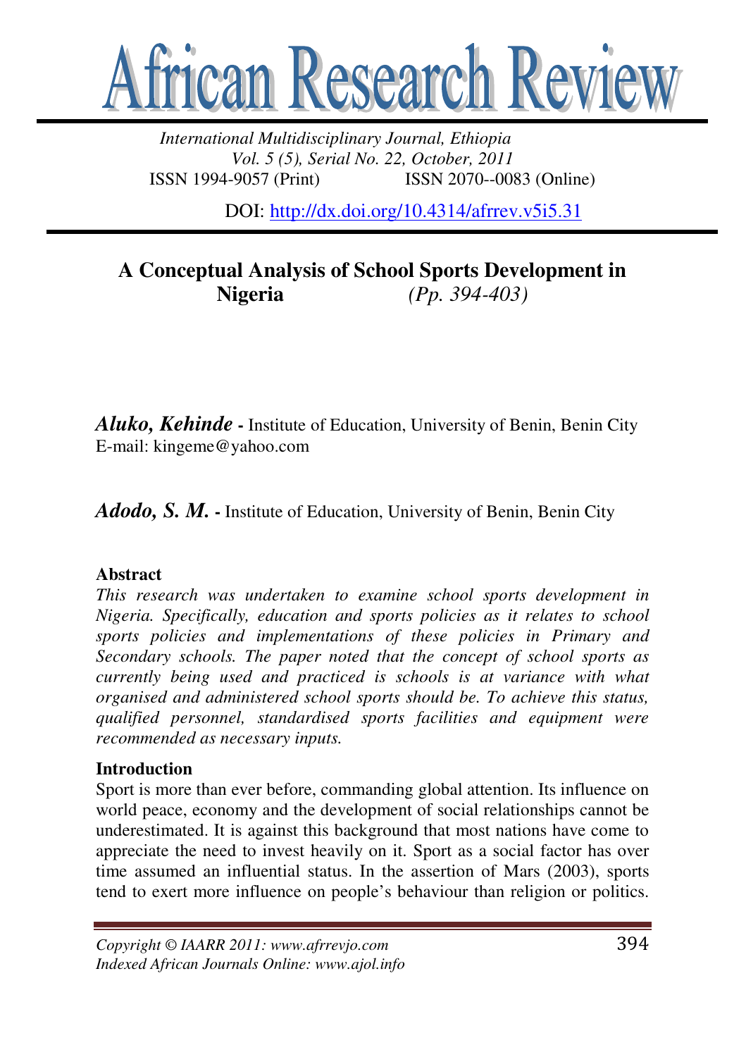# African Research Review

*International Multidisciplinary Journal, Ethiopia*
*Vol. 5 (5), Serial No. 22, October, 2011*
ISSN 1994-9057 (Print) ISSN 2070--0083 (Online)

DOI: http://dx.doi.org/10.4314/afrrev.v5i5.31

## A Conceptual Analysis of School Sports Development in Nigeria *(Pp. 394-403)*

***Aluko, Kehinde*** **-** Institute of Education, University of Benin, Benin City
E-mail: kingeme@yahoo.com

***Adodo, S. M.*** **-** Institute of Education, University of Benin, Benin City

### Abstract

*This research was undertaken to examine school sports development in Nigeria. Specifically, education and sports policies as it relates to school sports policies and implementations of these policies in Primary and Secondary schools. The paper noted that the concept of school sports as currently being used and practiced is schools is at variance with what organised and administered school sports should be. To achieve this status, qualified personnel, standardised sports facilities and equipment were recommended as necessary inputs.*

### Introduction

Sport is more than ever before, commanding global attention. Its influence on world peace, economy and the development of social relationships cannot be underestimated. It is against this background that most nations have come to appreciate the need to invest heavily on it. Sport as a social factor has over time assumed an influential status. In the assertion of Mars (2003), sports tend to exert more influence on people's behaviour than religion or politics.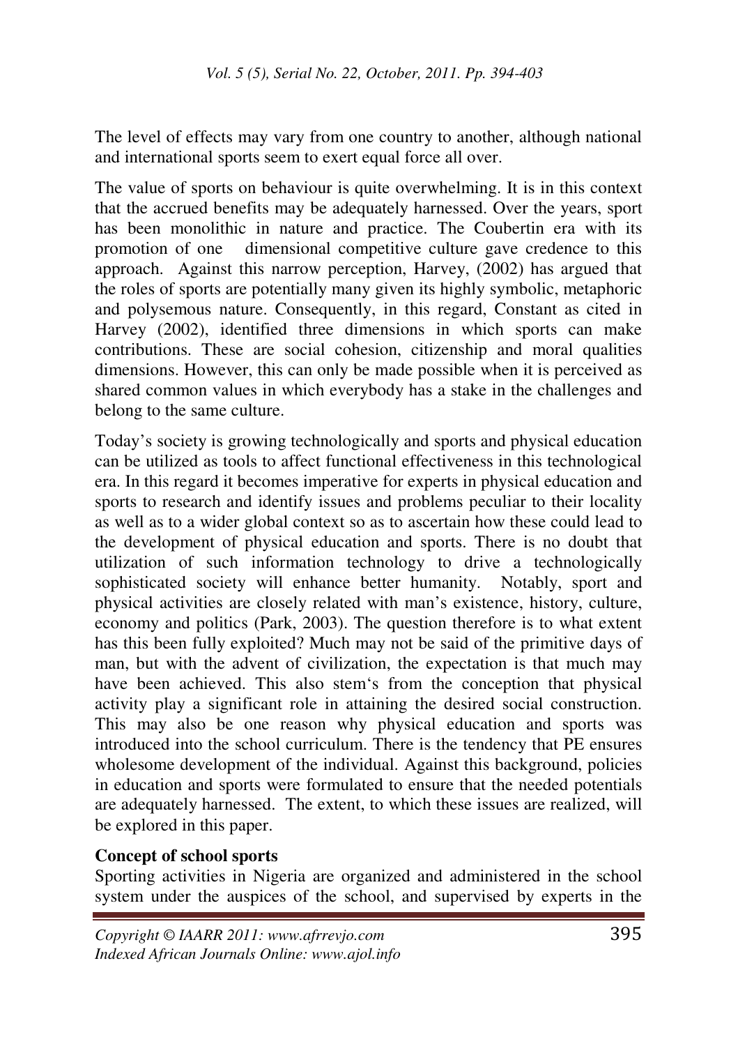The level of effects may vary from one country to another, although national and international sports seem to exert equal force all over.

The value of sports on behaviour is quite overwhelming. It is in this context that the accrued benefits may be adequately harnessed. Over the years, sport has been monolithic in nature and practice. The Coubertin era with its promotion of one dimensional competitive culture gave credence to this approach. Against this narrow perception, Harvey, (2002) has argued that the roles of sports are potentially many given its highly symbolic, metaphoric and polysemous nature. Consequently, in this regard, Constant as cited in Harvey (2002), identified three dimensions in which sports can make contributions. These are social cohesion, citizenship and moral qualities dimensions. However, this can only be made possible when it is perceived as shared common values in which everybody has a stake in the challenges and belong to the same culture.

Today's society is growing technologically and sports and physical education can be utilized as tools to affect functional effectiveness in this technological era. In this regard it becomes imperative for experts in physical education and sports to research and identify issues and problems peculiar to their locality as well as to a wider global context so as to ascertain how these could lead to the development of physical education and sports. There is no doubt that utilization of such information technology to drive a technologically sophisticated society will enhance better humanity. Notably, sport and physical activities are closely related with man's existence, history, culture, economy and politics (Park, 2003). The question therefore is to what extent has this been fully exploited? Much may not be said of the primitive days of man, but with the advent of civilization, the expectation is that much may have been achieved. This also stem's from the conception that physical activity play a significant role in attaining the desired social construction. This may also be one reason why physical education and sports was introduced into the school curriculum. There is the tendency that PE ensures wholesome development of the individual. Against this background, policies in education and sports were formulated to ensure that the needed potentials are adequately harnessed. The extent, to which these issues are realized, will be explored in this paper.

**Concept of school sports**

Sporting activities in Nigeria are organized and administered in the school system under the auspices of the school, and supervised by experts in the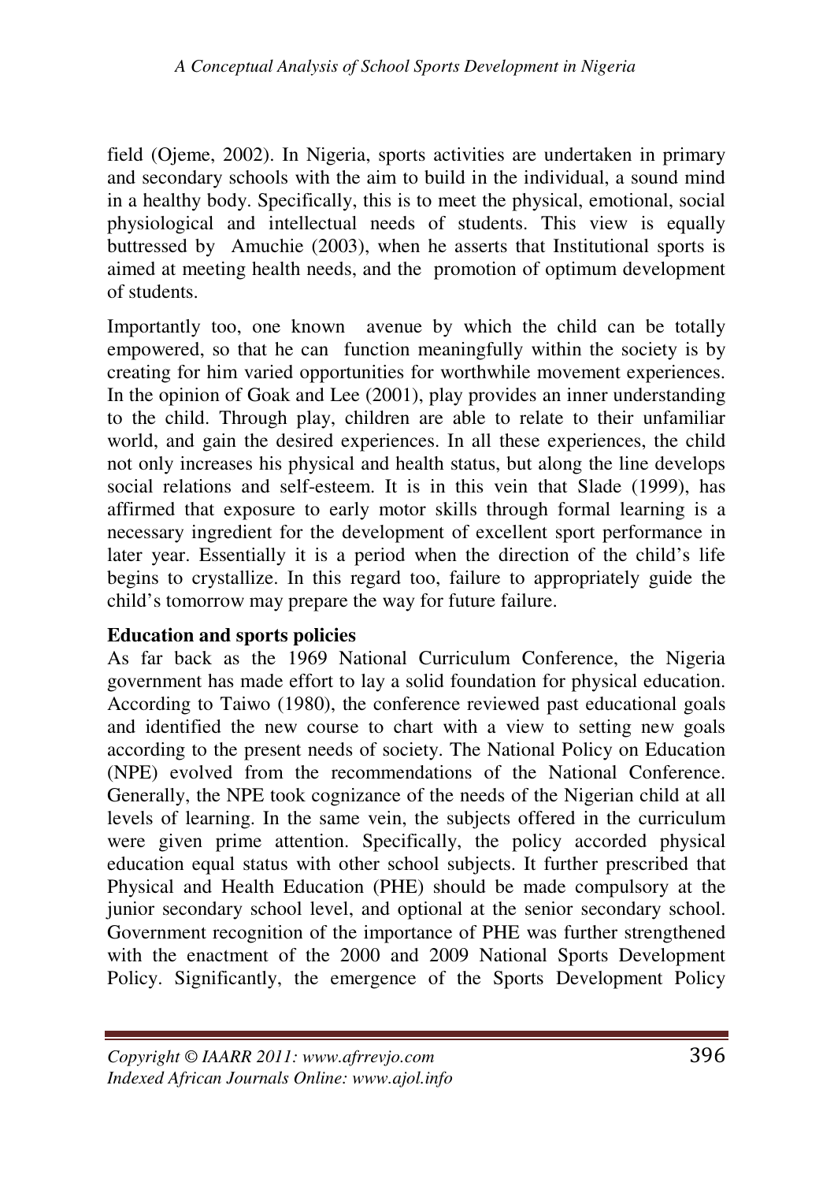field (Ojeme, 2002). In Nigeria, sports activities are undertaken in primary and secondary schools with the aim to build in the individual, a sound mind in a healthy body. Specifically, this is to meet the physical, emotional, social physiological and intellectual needs of students. This view is equally buttressed by Amuchie (2003), when he asserts that Institutional sports is aimed at meeting health needs, and the promotion of optimum development of students.

Importantly too, one known avenue by which the child can be totally empowered, so that he can function meaningfully within the society is by creating for him varied opportunities for worthwhile movement experiences. In the opinion of Goak and Lee (2001), play provides an inner understanding to the child. Through play, children are able to relate to their unfamiliar world, and gain the desired experiences. In all these experiences, the child not only increases his physical and health status, but along the line develops social relations and self-esteem. It is in this vein that Slade (1999), has affirmed that exposure to early motor skills through formal learning is a necessary ingredient for the development of excellent sport performance in later year. Essentially it is a period when the direction of the child's life begins to crystallize. In this regard too, failure to appropriately guide the child's tomorrow may prepare the way for future failure.

**Education and sports policies**

As far back as the 1969 National Curriculum Conference, the Nigeria government has made effort to lay a solid foundation for physical education. According to Taiwo (1980), the conference reviewed past educational goals and identified the new course to chart with a view to setting new goals according to the present needs of society. The National Policy on Education (NPE) evolved from the recommendations of the National Conference. Generally, the NPE took cognizance of the needs of the Nigerian child at all levels of learning. In the same vein, the subjects offered in the curriculum were given prime attention. Specifically, the policy accorded physical education equal status with other school subjects. It further prescribed that Physical and Health Education (PHE) should be made compulsory at the junior secondary school level, and optional at the senior secondary school. Government recognition of the importance of PHE was further strengthened with the enactment of the 2000 and 2009 National Sports Development Policy. Significantly, the emergence of the Sports Development Policy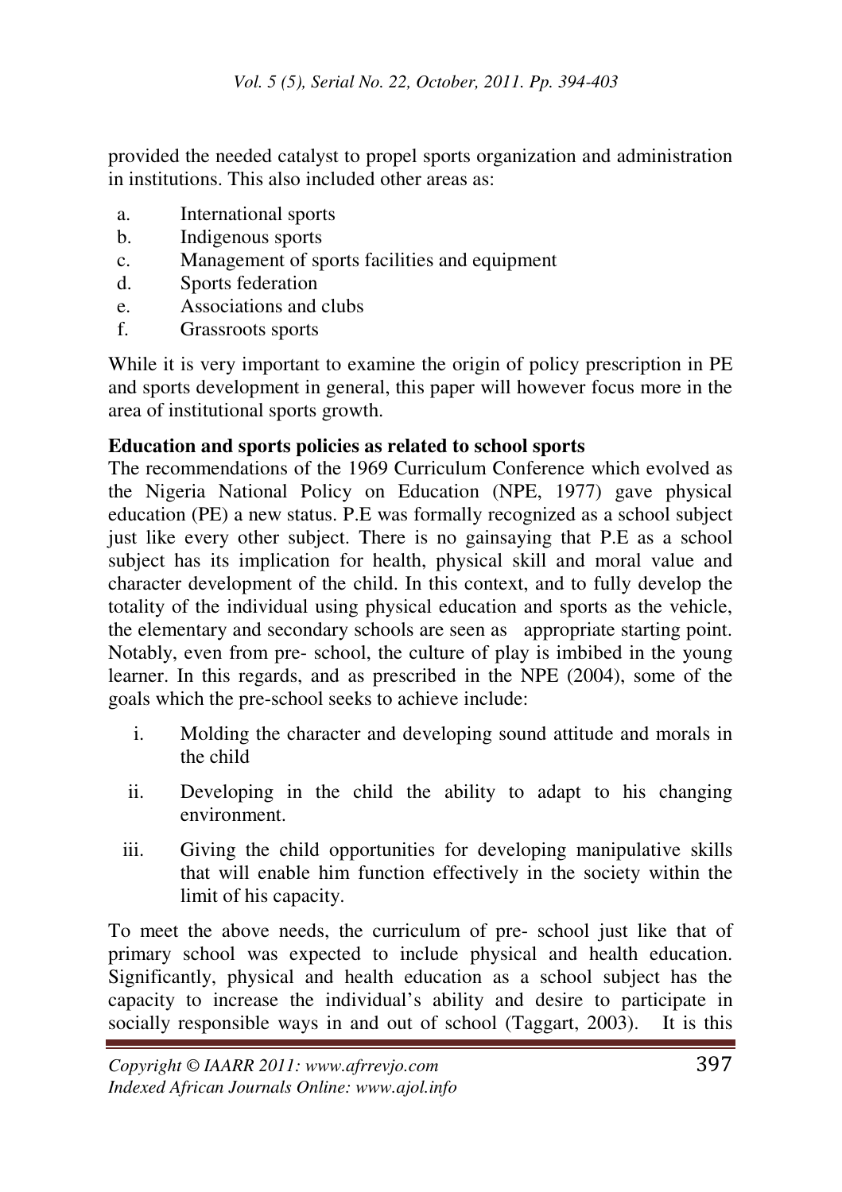provided the needed catalyst to propel sports organization and administration in institutions. This also included other areas as:

a. International sports
b. Indigenous sports
c. Management of sports facilities and equipment
d. Sports federation
e. Associations and clubs
f. Grassroots sports

While it is very important to examine the origin of policy prescription in PE and sports development in general, this paper will however focus more in the area of institutional sports growth.

**Education and sports policies as related to school sports**

The recommendations of the 1969 Curriculum Conference which evolved as the Nigeria National Policy on Education (NPE, 1977) gave physical education (PE) a new status. P.E was formally recognized as a school subject just like every other subject. There is no gainsaying that P.E as a school subject has its implication for health, physical skill and moral value and character development of the child. In this context, and to fully develop the totality of the individual using physical education and sports as the vehicle, the elementary and secondary schools are seen as appropriate starting point. Notably, even from pre- school, the culture of play is imbibed in the young learner. In this regards, and as prescribed in the NPE (2004), some of the goals which the pre-school seeks to achieve include:

i. Molding the character and developing sound attitude and morals in the child
ii. Developing in the child the ability to adapt to his changing environment.
iii. Giving the child opportunities for developing manipulative skills that will enable him function effectively in the society within the limit of his capacity.

To meet the above needs, the curriculum of pre- school just like that of primary school was expected to include physical and health education. Significantly, physical and health education as a school subject has the capacity to increase the individual's ability and desire to participate in socially responsible ways in and out of school (Taggart, 2003). It is this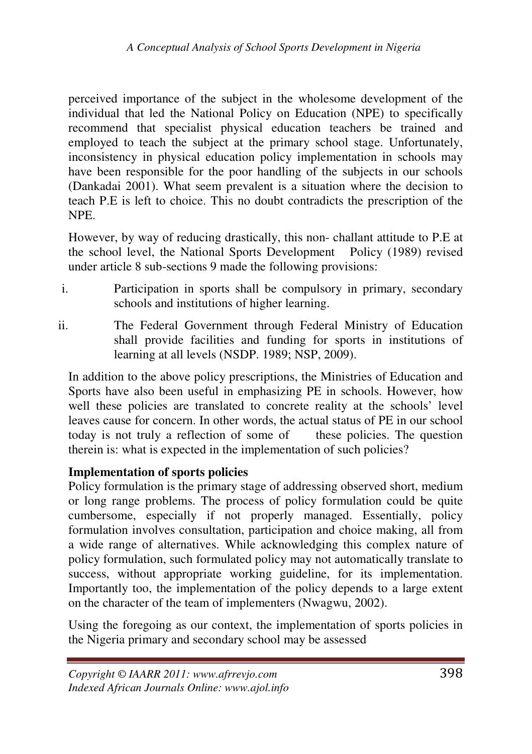perceived importance of the subject in the wholesome development of the individual that led the National Policy on Education (NPE) to specifically recommend that specialist physical education teachers be trained and employed to teach the subject at the primary school stage. Unfortunately, inconsistency in physical education policy implementation in schools may have been responsible for the poor handling of the subjects in our schools (Dankadai 2001). What seem prevalent is a situation where the decision to teach P.E is left to choice. This no doubt contradicts the prescription of the NPE.

However, by way of reducing drastically, this non- challant attitude to P.E at the school level, the National Sports Development Policy (1989) revised under article 8 sub-sections 9 made the following provisions:

i. Participation in sports shall be compulsory in primary, secondary schools and institutions of higher learning.

ii. The Federal Government through Federal Ministry of Education shall provide facilities and funding for sports in institutions of learning at all levels (NSDP. 1989; NSP, 2009).

In addition to the above policy prescriptions, the Ministries of Education and Sports have also been useful in emphasizing PE in schools. However, how well these policies are translated to concrete reality at the schools' level leaves cause for concern. In other words, the actual status of PE in our school today is not truly a reflection of some of these policies. The question therein is: what is expected in the implementation of such policies?

**Implementation of sports policies**

Policy formulation is the primary stage of addressing observed short, medium or long range problems. The process of policy formulation could be quite cumbersome, especially if not properly managed. Essentially, policy formulation involves consultation, participation and choice making, all from a wide range of alternatives. While acknowledging this complex nature of policy formulation, such formulated policy may not automatically translate to success, without appropriate working guideline, for its implementation. Importantly too, the implementation of the policy depends to a large extent on the character of the team of implementers (Nwagwu, 2002).

Using the foregoing as our context, the implementation of sports policies in the Nigeria primary and secondary school may be assessed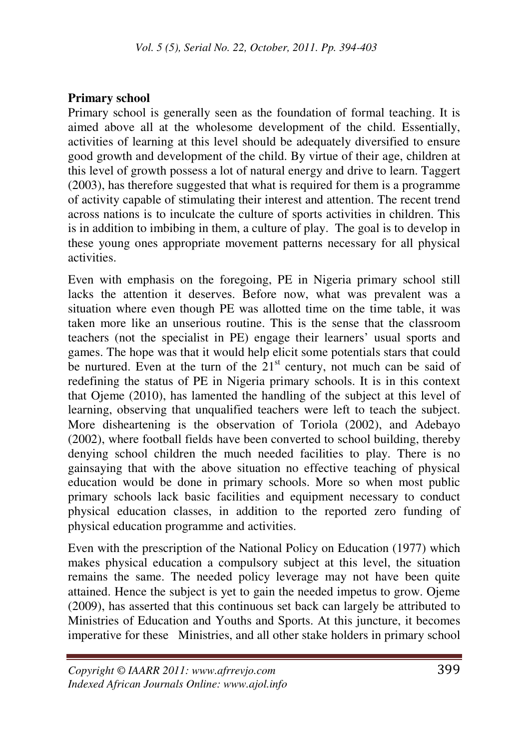**Primary school**

Primary school is generally seen as the foundation of formal teaching. It is aimed above all at the wholesome development of the child. Essentially, activities of learning at this level should be adequately diversified to ensure good growth and development of the child. By virtue of their age, children at this level of growth possess a lot of natural energy and drive to learn. Taggert (2003), has therefore suggested that what is required for them is a programme of activity capable of stimulating their interest and attention. The recent trend across nations is to inculcate the culture of sports activities in children. This is in addition to imbibing in them, a culture of play. The goal is to develop in these young ones appropriate movement patterns necessary for all physical activities.

Even with emphasis on the foregoing, PE in Nigeria primary school still lacks the attention it deserves. Before now, what was prevalent was a situation where even though PE was allotted time on the time table, it was taken more like an unserious routine. This is the sense that the classroom teachers (not the specialist in PE) engage their learners' usual sports and games. The hope was that it would help elicit some potentials stars that could be nurtured. Even at the turn of the 21st century, not much can be said of redefining the status of PE in Nigeria primary schools. It is in this context that Ojeme (2010), has lamented the handling of the subject at this level of learning, observing that unqualified teachers were left to teach the subject. More disheartening is the observation of Toriola (2002), and Adebayo (2002), where football fields have been converted to school building, thereby denying school children the much needed facilities to play. There is no gainsaying that with the above situation no effective teaching of physical education would be done in primary schools. More so when most public primary schools lack basic facilities and equipment necessary to conduct physical education classes, in addition to the reported zero funding of physical education programme and activities.

Even with the prescription of the National Policy on Education (1977) which makes physical education a compulsory subject at this level, the situation remains the same. The needed policy leverage may not have been quite attained. Hence the subject is yet to gain the needed impetus to grow. Ojeme (2009), has asserted that this continuous set back can largely be attributed to Ministries of Education and Youths and Sports. At this juncture, it becomes imperative for these Ministries, and all other stake holders in primary school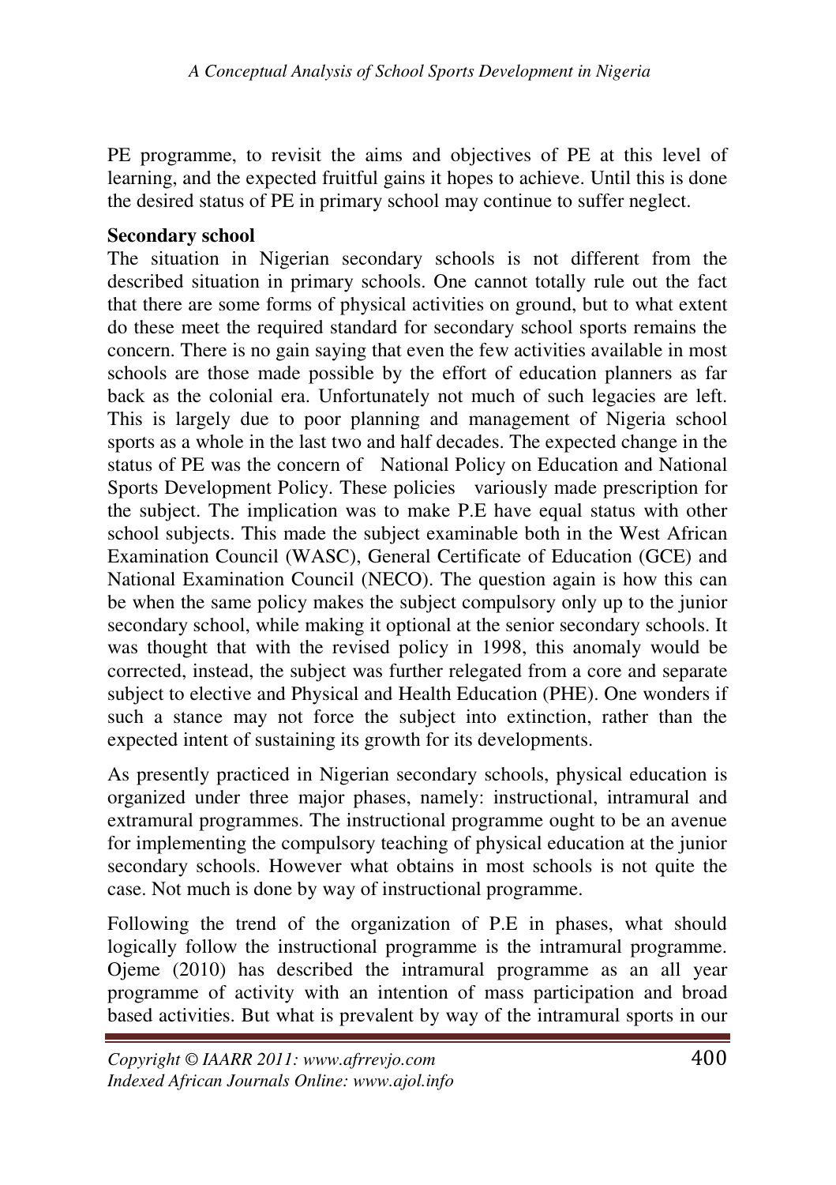PE programme, to revisit the aims and objectives of PE at this level of learning, and the expected fruitful gains it hopes to achieve. Until this is done the desired status of PE in primary school may continue to suffer neglect.

**Secondary school**

The situation in Nigerian secondary schools is not different from the described situation in primary schools. One cannot totally rule out the fact that there are some forms of physical activities on ground, but to what extent do these meet the required standard for secondary school sports remains the concern. There is no gain saying that even the few activities available in most schools are those made possible by the effort of education planners as far back as the colonial era. Unfortunately not much of such legacies are left. This is largely due to poor planning and management of Nigeria school sports as a whole in the last two and half decades. The expected change in the status of PE was the concern of National Policy on Education and National Sports Development Policy. These policies variously made prescription for the subject. The implication was to make P.E have equal status with other school subjects. This made the subject examinable both in the West African Examination Council (WASC), General Certificate of Education (GCE) and National Examination Council (NECO). The question again is how this can be when the same policy makes the subject compulsory only up to the junior secondary school, while making it optional at the senior secondary schools. It was thought that with the revised policy in 1998, this anomaly would be corrected, instead, the subject was further relegated from a core and separate subject to elective and Physical and Health Education (PHE). One wonders if such a stance may not force the subject into extinction, rather than the expected intent of sustaining its growth for its developments.

As presently practiced in Nigerian secondary schools, physical education is organized under three major phases, namely: instructional, intramural and extramural programmes. The instructional programme ought to be an avenue for implementing the compulsory teaching of physical education at the junior secondary schools. However what obtains in most schools is not quite the case. Not much is done by way of instructional programme.

Following the trend of the organization of P.E in phases, what should logically follow the instructional programme is the intramural programme. Ojeme (2010) has described the intramural programme as an all year programme of activity with an intention of mass participation and broad based activities. But what is prevalent by way of the intramural sports in our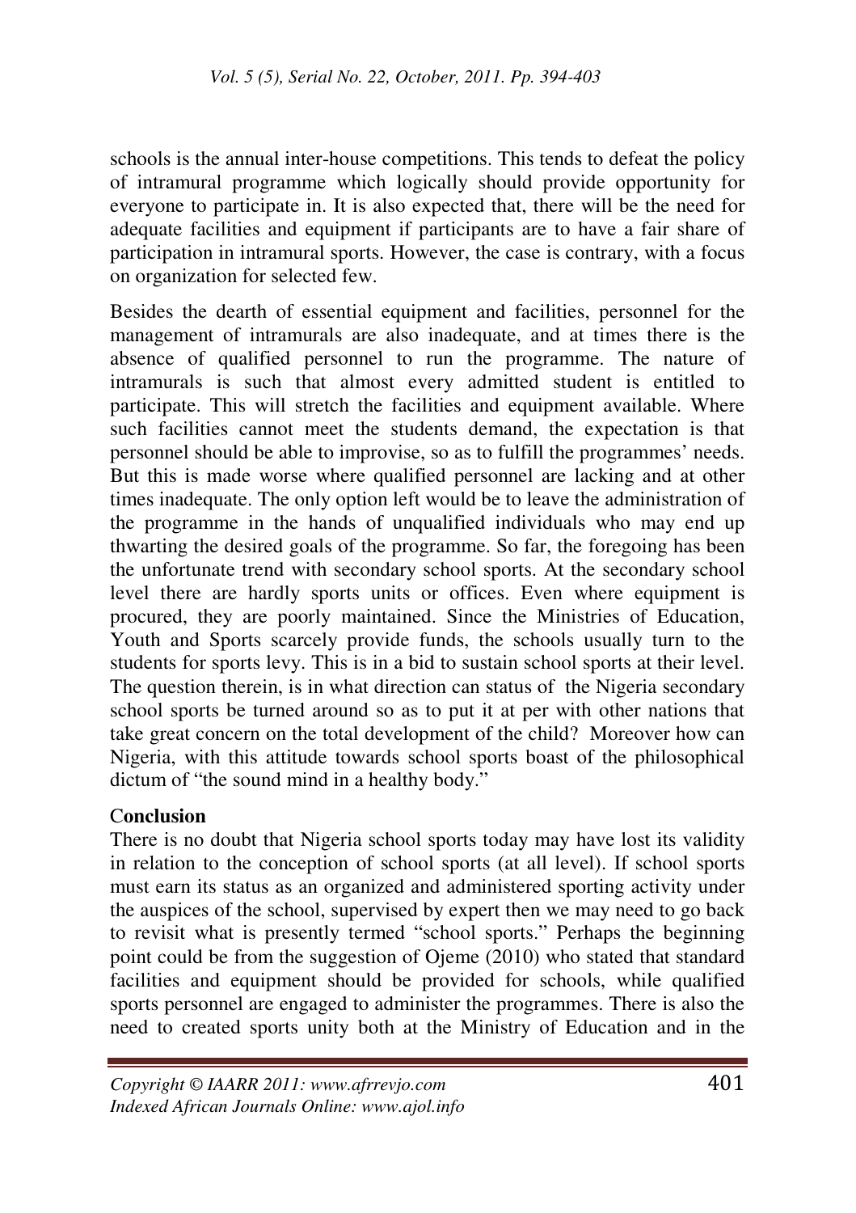schools is the annual inter-house competitions. This tends to defeat the policy of intramural programme which logically should provide opportunity for everyone to participate in. It is also expected that, there will be the need for adequate facilities and equipment if participants are to have a fair share of participation in intramural sports. However, the case is contrary, with a focus on organization for selected few.

Besides the dearth of essential equipment and facilities, personnel for the management of intramurals are also inadequate, and at times there is the absence of qualified personnel to run the programme. The nature of intramurals is such that almost every admitted student is entitled to participate. This will stretch the facilities and equipment available. Where such facilities cannot meet the students demand, the expectation is that personnel should be able to improvise, so as to fulfill the programmes' needs. But this is made worse where qualified personnel are lacking and at other times inadequate. The only option left would be to leave the administration of the programme in the hands of unqualified individuals who may end up thwarting the desired goals of the programme. So far, the foregoing has been the unfortunate trend with secondary school sports. At the secondary school level there are hardly sports units or offices. Even where equipment is procured, they are poorly maintained. Since the Ministries of Education, Youth and Sports scarcely provide funds, the schools usually turn to the students for sports levy. This is in a bid to sustain school sports at their level. The question therein, is in what direction can status of the Nigeria secondary school sports be turned around so as to put it at per with other nations that take great concern on the total development of the child? Moreover how can Nigeria, with this attitude towards school sports boast of the philosophical dictum of "the sound mind in a healthy body."

**Conclusion**

There is no doubt that Nigeria school sports today may have lost its validity in relation to the conception of school sports (at all level). If school sports must earn its status as an organized and administered sporting activity under the auspices of the school, supervised by expert then we may need to go back to revisit what is presently termed "school sports." Perhaps the beginning point could be from the suggestion of Ojeme (2010) who stated that standard facilities and equipment should be provided for schools, while qualified sports personnel are engaged to administer the programmes. There is also the need to created sports unity both at the Ministry of Education and in the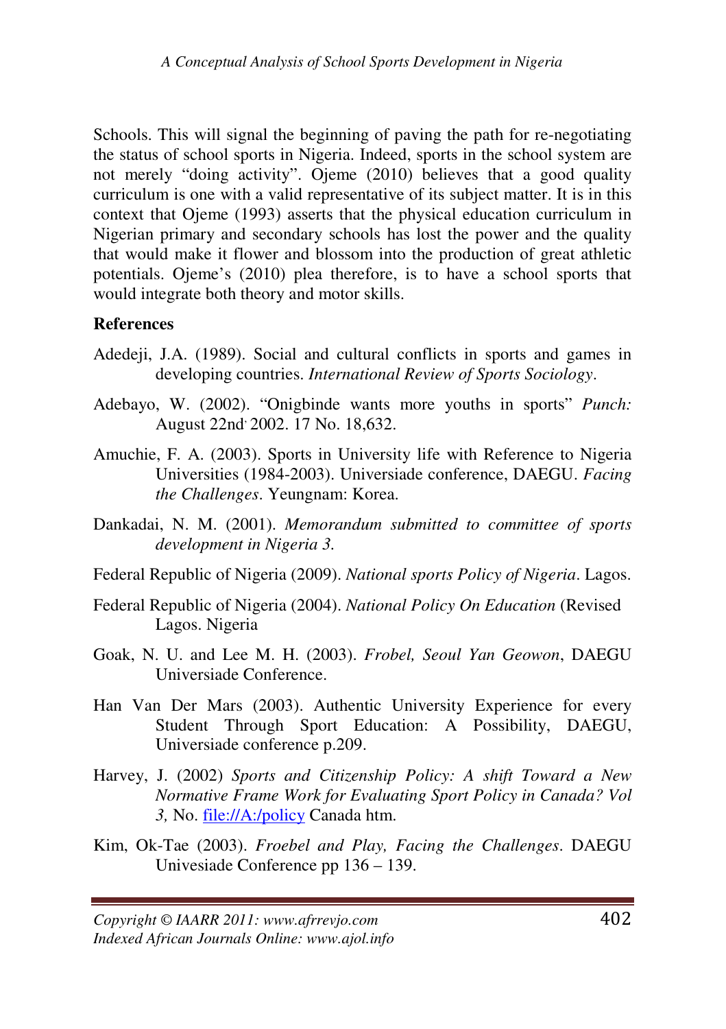Schools. This will signal the beginning of paving the path for re-negotiating the status of school sports in Nigeria. Indeed, sports in the school system are not merely "doing activity". Ojeme (2010) believes that a good quality curriculum is one with a valid representative of its subject matter. It is in this context that Ojeme (1993) asserts that the physical education curriculum in Nigerian primary and secondary schools has lost the power and the quality that would make it flower and blossom into the production of great athletic potentials. Ojeme's (2010) plea therefore, is to have a school sports that would integrate both theory and motor skills.

**References**

Adedeji, J.A. (1989). Social and cultural conflicts in sports and games in developing countries. *International Review of Sports Sociology*.

Adebayo, W. (2002). "Onigbinde wants more youths in sports" *Punch:* August 22nd, 2002. 17 No. 18,632.

Amuchie, F. A. (2003). Sports in University life with Reference to Nigeria Universities (1984-2003). Universiade conference, DAEGU. *Facing the Challenges*. Yeungnam: Korea.

Dankadai, N. M. (2001). *Memorandum submitted to committee of sports development in Nigeria 3.*

Federal Republic of Nigeria (2009). *National sports Policy of Nigeria*. Lagos.

Federal Republic of Nigeria (2004). *National Policy On Education* (Revised Lagos. Nigeria

Goak, N. U. and Lee M. H. (2003). *Frobel, Seoul Yan Geowon*, DAEGU Universiade Conference.

Han Van Der Mars (2003). Authentic University Experience for every Student Through Sport Education: A Possibility, DAEGU, Universiade conference p.209.

Harvey, J. (2002) *Sports and Citizenship Policy: A shift Toward a New Normative Frame Work for Evaluating Sport Policy in Canada? Vol 3,* No. file://A:/policy Canada htm.

Kim, Ok-Tae (2003). *Froebel and Play, Facing the Challenges*. DAEGU Univesiade Conference pp 136 – 139.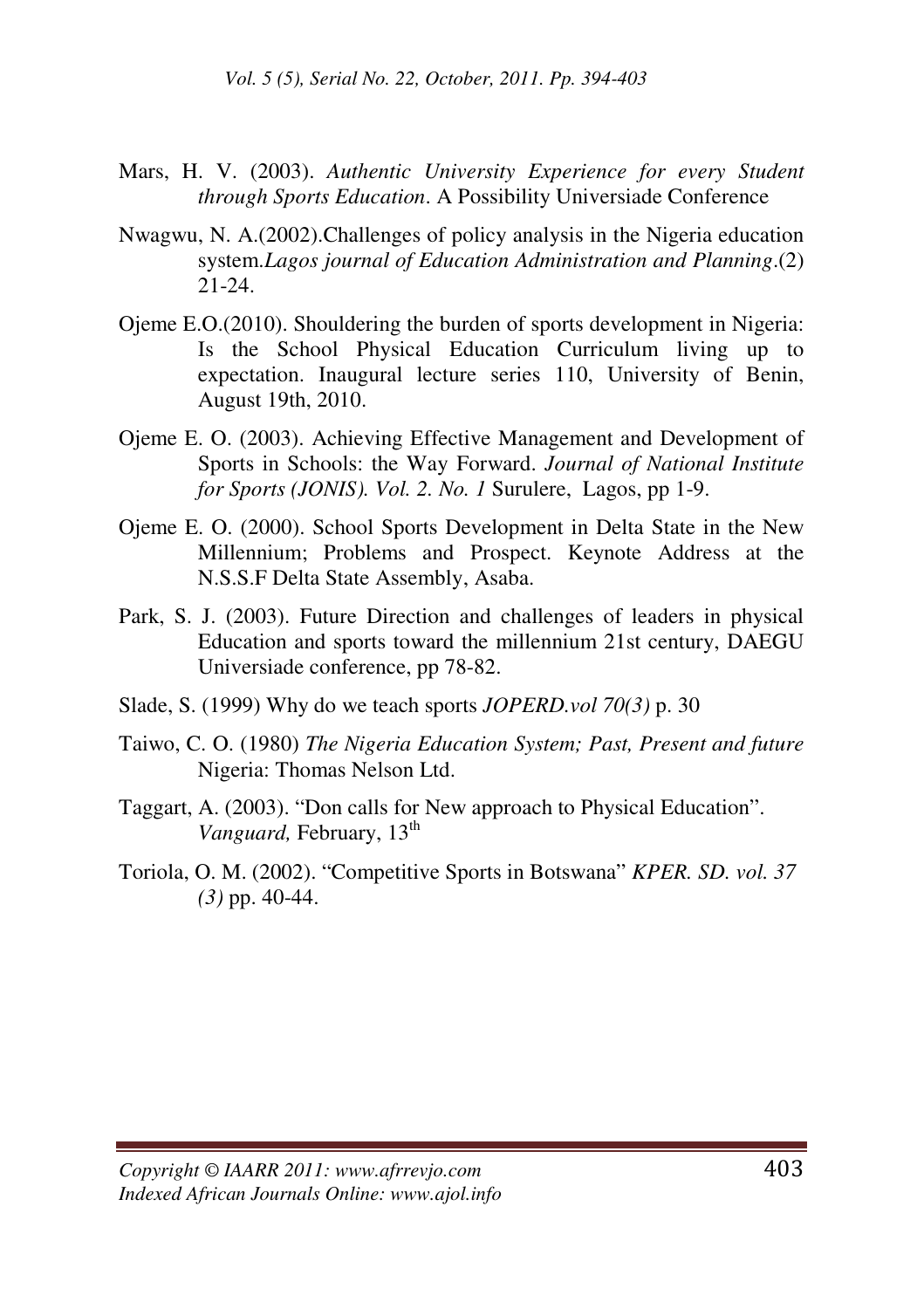Mars, H. V. (2003). *Authentic University Experience for every Student through Sports Education*. A Possibility Universiade Conference

Nwagwu, N. A.(2002).Challenges of policy analysis in the Nigeria education system.*Lagos journal of Education Administration and Planning*.(2) 21-24.

Ojeme E.O.(2010). Shouldering the burden of sports development in Nigeria: Is the School Physical Education Curriculum living up to expectation. Inaugural lecture series 110, University of Benin, August 19th, 2010.

Ojeme E. O. (2003). Achieving Effective Management and Development of Sports in Schools: the Way Forward. *Journal of National Institute for Sports (JONIS). Vol. 2. No. 1* Surulere, Lagos, pp 1-9.

Ojeme E. O. (2000). School Sports Development in Delta State in the New Millennium; Problems and Prospect. Keynote Address at the N.S.S.F Delta State Assembly, Asaba.

Park, S. J. (2003). Future Direction and challenges of leaders in physical Education and sports toward the millennium 21st century, DAEGU Universiade conference, pp 78-82.

Slade, S. (1999) Why do we teach sports *JOPERD.vol 70(3)* p. 30

Taiwo, C. O. (1980) *The Nigeria Education System; Past, Present and future* Nigeria: Thomas Nelson Ltd.

Taggart, A. (2003). "Don calls for New approach to Physical Education". *Vanguard,* February, 13th

Toriola, O. M. (2002). "Competitive Sports in Botswana" *KPER. SD. vol. 37 (3)* pp. 40-44.